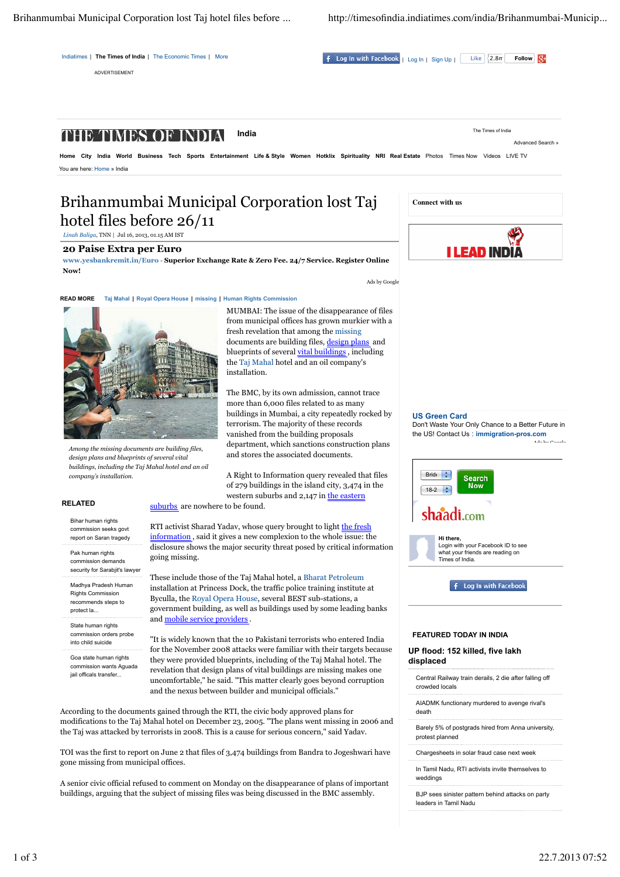# Brihanmumbai Municipal Corporation lost Taj hotel files before 26/11

*Linah Baliga*, TNN | Jul 16, 2013, 01.15 AM IST

**READ MORE** Taj Mahal | Royal Opera House | missing | Human Rights Commission

*Among the missing documents are building files, design plans and blueprints of several vital buildings, including the Taj Mahal hotel and an oil company's installation.*

MUMBAI: The issue of the disappearance of files from municipal offices has grown murkier with a fresh revelation that among the missing documents are building files, design plans and blueprints of several vital buildings, including the Taj Mahal hotel and an oil company's installation.

The BMC, by its own admission, cannot trace more than 6,000 files related to as many buildings in Mumbai, a city repeatedly rocked by terrorism. The majority of these records vanished from the building proposals department, which sanctions construction plans and stores the associated documents.

A Right to Information query revealed that files of 279 buildings in the island city, 3,474 in the western suburbs and 2,147 in the eastern suburbs are nowhere to be found.

RTI activist Sharad Yadav, whose query brought to light the fresh information, said it gives a new complexion to the whole issue: the disclosure shows the major security threat posed by critical information going missing.

These include those of the Taj Mahal hotel, a Bharat Petroleum installation at Princess Dock, the traffic police training institute at Byculla, the Royal Opera House, several BEST sub-stations, a government building, as well as buildings used by some leading banks and mobile service providers.

"It is widely known that the 10 Pakistani terrorists who entered India for the November 2008 attacks were familiar with their targets because they were provided blueprints, including of the Taj Mahal hotel. The revelation that design plans of vital buildings are missing makes one uncomfortable," he said. "This matter clearly goes beyond corruption and the nexus between builder and municipal officials."

According to the documents gained through the RTI, the civic body approved plans for modifications to the Taj Mahal hotel on December 23, 2005. "The plans went missing in 2006 and the Taj was attacked by terrorists in 2008. This is a cause for serious concern," said Yadav.

TOI was the first to report on June 2 that files of 3,474 buildings from Bandra to Jogeshwari have gone missing from municipal offices.

A senior civic official refused to comment on Monday on the disappearance of plans of important buildings, arguing that the subject of missing files was being discussed in the BMC assembly.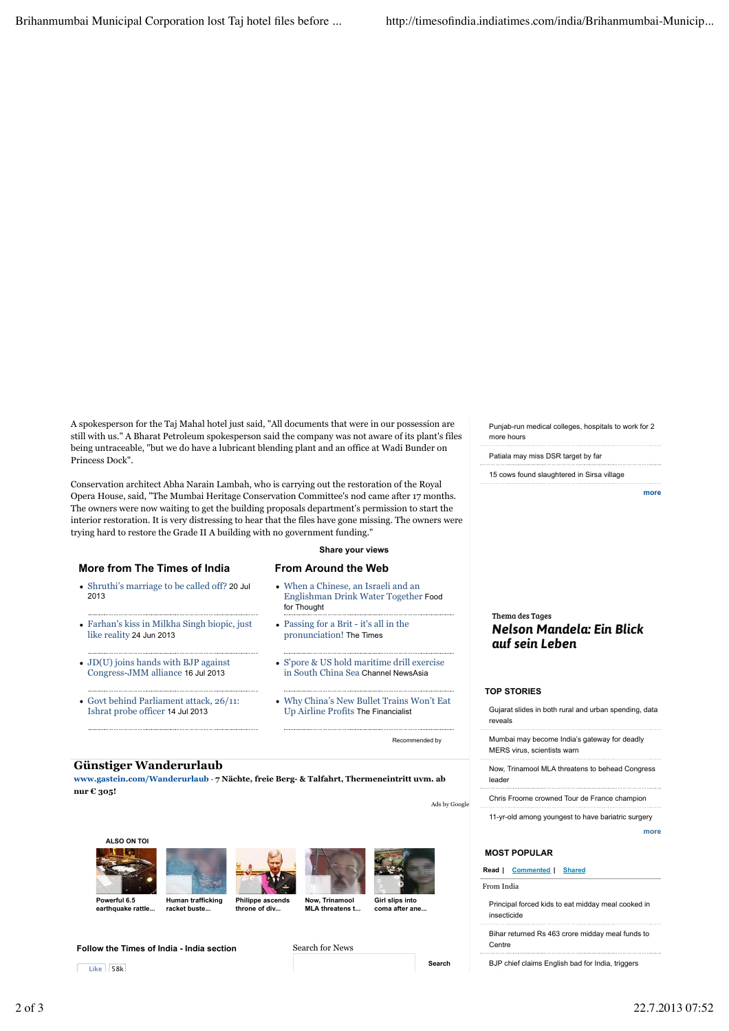A spokesperson for the Taj Mahal hotel just said, "All documents that were in our possession are still with us." A Bharat Petroleum spokesperson said the company was not aware of its plant's files being untraceable, "but we do have a lubricant blending plant and an office at Wadi Bunder on Princess Dock".

Conservation architect Abha Narain Lambah, who is carrying out the restoration of the Royal Opera House, said, "The Mumbai Heritage Conservation Committee's nod came after 17 months. The owners were now waiting to get the building proposals department's permission to start the interior restoration. It is very distressing to hear that the files have gone missing. The owners were trying hard to restore the Grade II A building with no government funding."

**Share your views**

### More from The Times of India

- Shruthi's marriage to be called off? 20 Jul 2013
- Farhan's kiss in Milkha Singh biopic, just like reality 24 Jun 2013
- JD(U) joins hands with BJP against Congress-JMM alliance 16 Jul 2013
- Govt behind Parliament attack, 26/11: Ishrat probe officer 14 Jul 2013

### From Around the Web

- When a Chinese, an Israeli and an Englishman Drink Water Together Food for Thought
- Passing for a Brit - it's all in the pronunciation! The Times
- S'pore & US hold maritime drill exercise in South China Sea Channel NewsAsia
- Why China's New Bullet Trains Won't Eat Up Airline Profits The Financialist

Recommended by

**Günstiger Wanderurlaub**
**www.gastein.com/Wanderurlaub - 7 Nächte, freie Berg- & Talfahrt, Thermeneintritt uvm. ab nur € 305!**

Ads by Google

ALSO ON TOI

Powerful 6.5 earthquake rattle...
Human trafficking racket buste...
Philippe ascends throne of div...
Now, Trinamool MLA threatens t...
Girl slips into coma after ane...

Follow the Times of India - India section

Like 58k

Search for News

Search

- Punjab-run medical colleges, hospitals to work for 2 more hours
- Patiala may miss DSR target by far
- 15 cows found slaughtered in Sirsa village

more

Thema des Tages
***Nelson Mandela: Ein Blick auf sein Leben***

### TOP STORIES

- Gujarat slides in both rural and urban spending, data reveals
- Mumbai may become India's gateway for deadly MERS virus, scientists warn
- Now, Trinamool MLA threatens to behead Congress leader
- Chris Froome crowned Tour de France champion
- 11-yr-old among youngest to have bariatric surgery

more

### MOST POPULAR

Read | Commented | Shared

From India

- Principal forced kids to eat midday meal cooked in insecticide
- Bihar returned Rs 463 crore midday meal funds to Centre
- BJP chief claims English bad for India, triggers